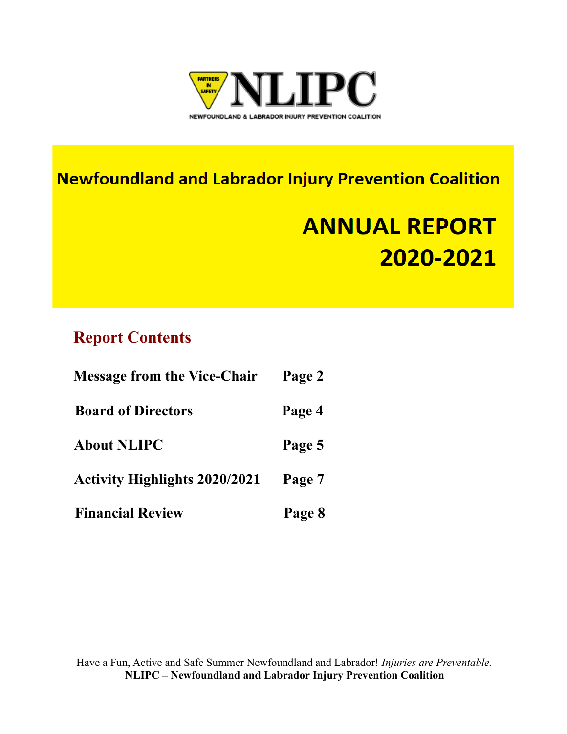NLIPC

NEWFOUNDLAND & LABRADOR INJURY PREVENTION COALITION

# Newfoundland and Labrador Injury Prevention Coalition

# ANNUAL REPORT 2020-2021

## Report Contents

| | |
|---|---|
| **Message from the Vice-Chair** | **Page 2** |
| **Board of Directors** | **Page 4** |
| **About NLIPC** | **Page 5** |
| **Activity Highlights 2020/2021** | **Page 7** |
| **Financial Review** | **Page 8** |

Have a Fun, Active and Safe Summer Newfoundland and Labrador! *Injuries are Preventable.*
**NLIPC – Newfoundland and Labrador Injury Prevention Coalition**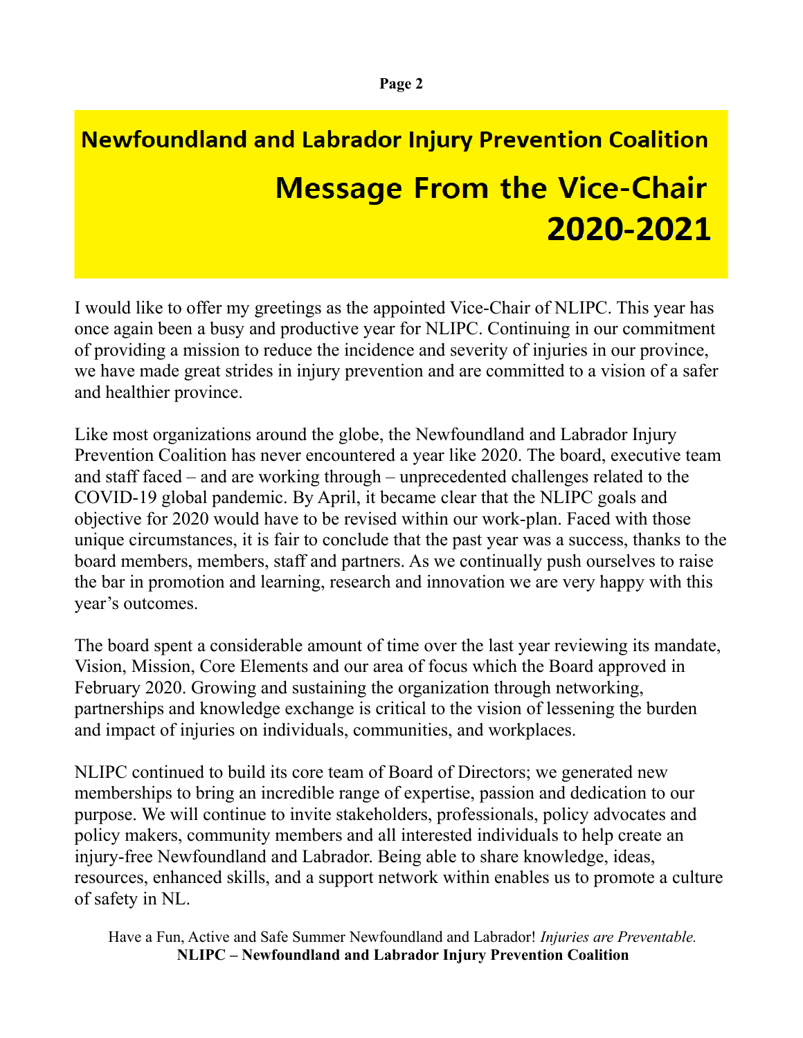## Newfoundland and Labrador Injury Prevention Coalition

# Message From the Vice-Chair 2020-2021

I would like to offer my greetings as the appointed Vice-Chair of NLIPC. This year has once again been a busy and productive year for NLIPC. Continuing in our commitment of providing a mission to reduce the incidence and severity of injuries in our province, we have made great strides in injury prevention and are committed to a vision of a safer and healthier province.

Like most organizations around the globe, the Newfoundland and Labrador Injury Prevention Coalition has never encountered a year like 2020. The board, executive team and staff faced – and are working through – unprecedented challenges related to the COVID-19 global pandemic. By April, it became clear that the NLIPC goals and objective for 2020 would have to be revised within our work-plan. Faced with those unique circumstances, it is fair to conclude that the past year was a success, thanks to the board members, members, staff and partners. As we continually push ourselves to raise the bar in promotion and learning, research and innovation we are very happy with this year's outcomes.

The board spent a considerable amount of time over the last year reviewing its mandate, Vision, Mission, Core Elements and our area of focus which the Board approved in February 2020. Growing and sustaining the organization through networking, partnerships and knowledge exchange is critical to the vision of lessening the burden and impact of injuries on individuals, communities, and workplaces.

NLIPC continued to build its core team of Board of Directors; we generated new memberships to bring an incredible range of expertise, passion and dedication to our purpose. We will continue to invite stakeholders, professionals, policy advocates and policy makers, community members and all interested individuals to help create an injury-free Newfoundland and Labrador. Being able to share knowledge, ideas, resources, enhanced skills, and a support network within enables us to promote a culture of safety in NL.

Have a Fun, Active and Safe Summer Newfoundland and Labrador! *Injuries are Preventable.*
**NLIPC – Newfoundland and Labrador Injury Prevention Coalition**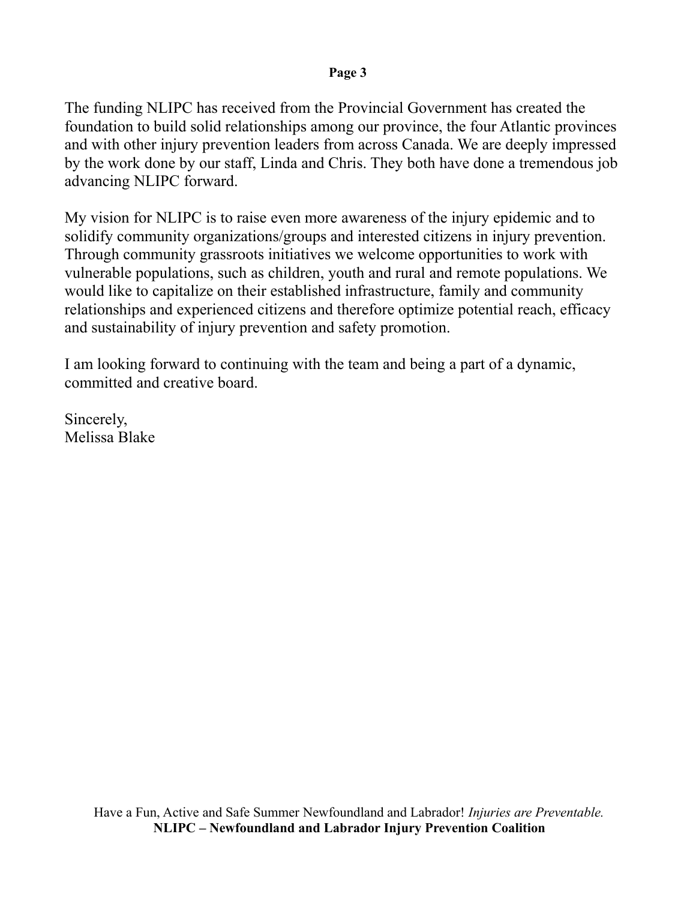The funding NLIPC has received from the Provincial Government has created the foundation to build solid relationships among our province, the four Atlantic provinces and with other injury prevention leaders from across Canada. We are deeply impressed by the work done by our staff, Linda and Chris. They both have done a tremendous job advancing NLIPC forward.

My vision for NLIPC is to raise even more awareness of the injury epidemic and to solidify community organizations/groups and interested citizens in injury prevention. Through community grassroots initiatives we welcome opportunities to work with vulnerable populations, such as children, youth and rural and remote populations. We would like to capitalize on their established infrastructure, family and community relationships and experienced citizens and therefore optimize potential reach, efficacy and sustainability of injury prevention and safety promotion.

I am looking forward to continuing with the team and being a part of a dynamic, committed and creative board.

Sincerely,
Melissa Blake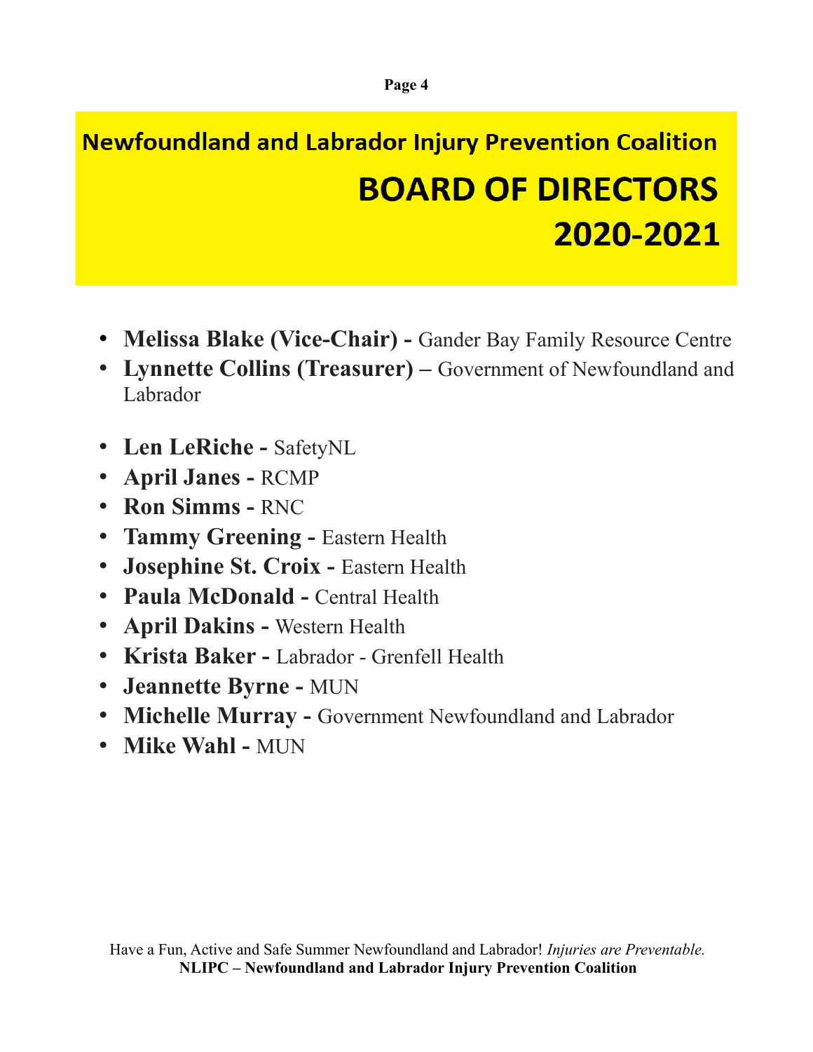## Newfoundland and Labrador Injury Prevention Coalition

# BOARD OF DIRECTORS 2020-2021

- **Melissa Blake (Vice-Chair) -** Gander Bay Family Resource Centre
- **Lynnette Collins (Treasurer) –** Government of Newfoundland and Labrador

- **Len LeRiche -** SafetyNL
- **April Janes -** RCMP
- **Ron Simms -** RNC
- **Tammy Greening -** Eastern Health
- **Josephine St. Croix -** Eastern Health
- **Paula McDonald -** Central Health
- **April Dakins -** Western Health
- **Krista Baker -** Labrador - Grenfell Health
- **Jeannette Byrne -** MUN
- **Michelle Murray -** Government Newfoundland and Labrador
- **Mike Wahl -** MUN

Have a Fun, Active and Safe Summer Newfoundland and Labrador! *Injuries are Preventable.*
**NLIPC – Newfoundland and Labrador Injury Prevention Coalition**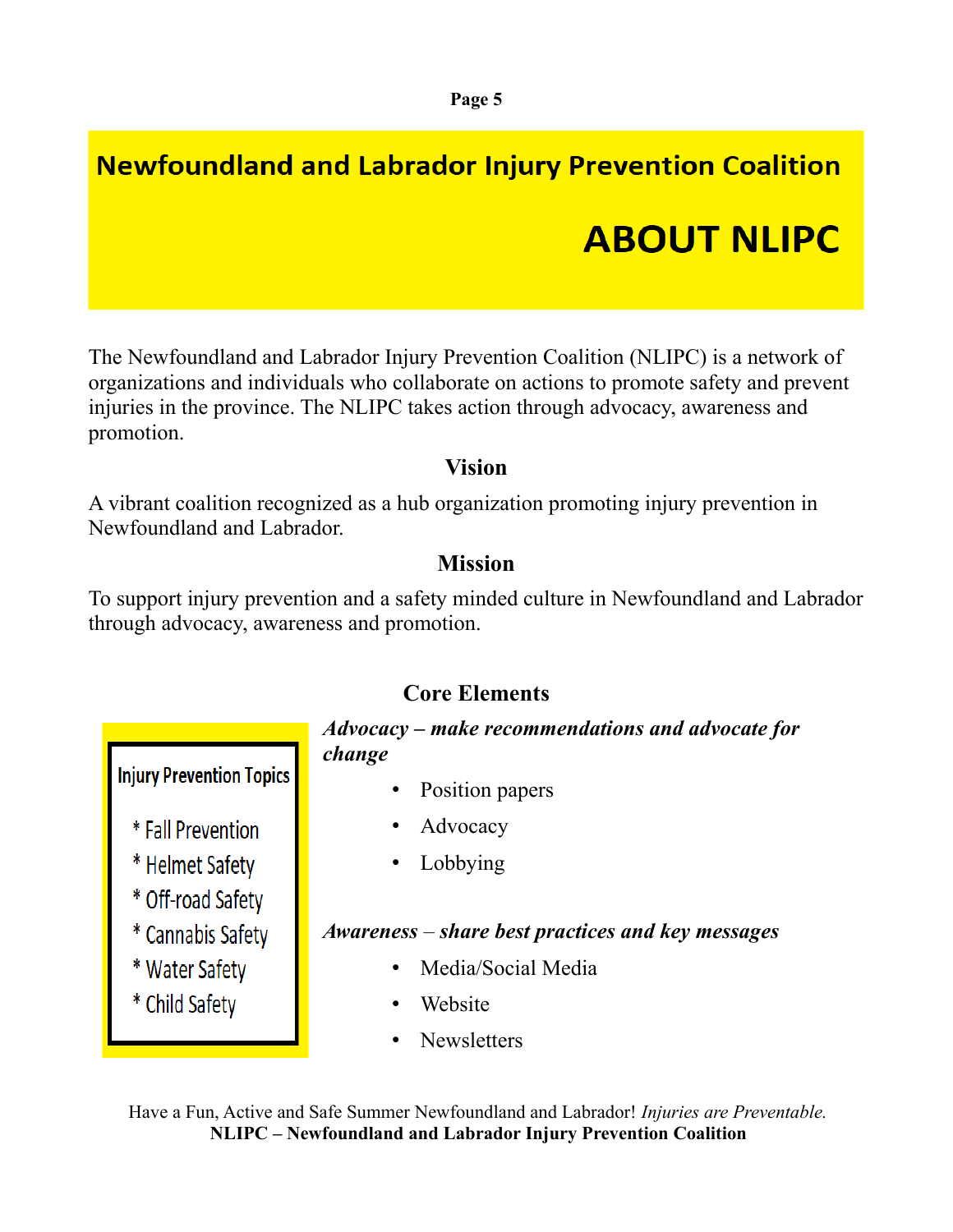# Newfoundland and Labrador Injury Prevention Coalition

## ABOUT NLIPC

The Newfoundland and Labrador Injury Prevention Coalition (NLIPC) is a network of organizations and individuals who collaborate on actions to promote safety and prevent injuries in the province. The NLIPC takes action through advocacy, awareness and promotion.

### Vision

A vibrant coalition recognized as a hub organization promoting injury prevention in Newfoundland and Labrador.

### Mission

To support injury prevention and a safety minded culture in Newfoundland and Labrador through advocacy, awareness and promotion.

### Core Elements

***Advocacy – make recommendations and advocate for change***

- Position papers
- Advocacy
- Lobbying

***Awareness – share best practices and key messages***

- Media/Social Media
- Website
- Newsletters

**Injury Prevention Topics**

* Fall Prevention
* Helmet Safety
* Off-road Safety
* Cannabis Safety
* Water Safety
* Child Safety

Have a Fun, Active and Safe Summer Newfoundland and Labrador! *Injuries are Preventable.*
**NLIPC – Newfoundland and Labrador Injury Prevention Coalition**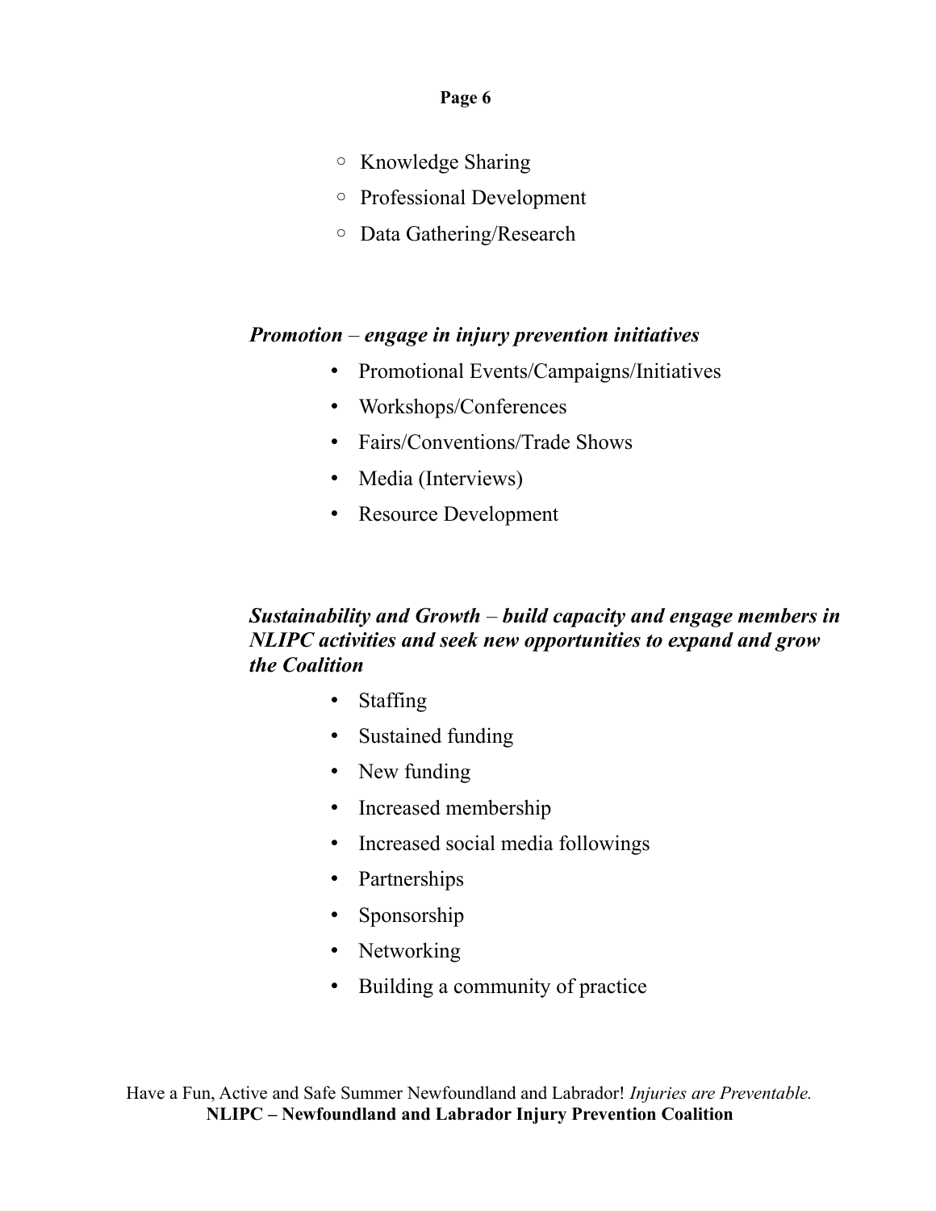- Knowledge Sharing
- Professional Development
- Data Gathering/Research

***Promotion** – engage in injury prevention initiatives*

- Promotional Events/Campaigns/Initiatives
- Workshops/Conferences
- Fairs/Conventions/Trade Shows
- Media (Interviews)
- Resource Development

***Sustainability and Growth** – build capacity and engage members in NLIPC activities and seek new opportunities to expand and grow the Coalition*

- Staffing
- Sustained funding
- New funding
- Increased membership
- Increased social media followings
- Partnerships
- Sponsorship
- Networking
- Building a community of practice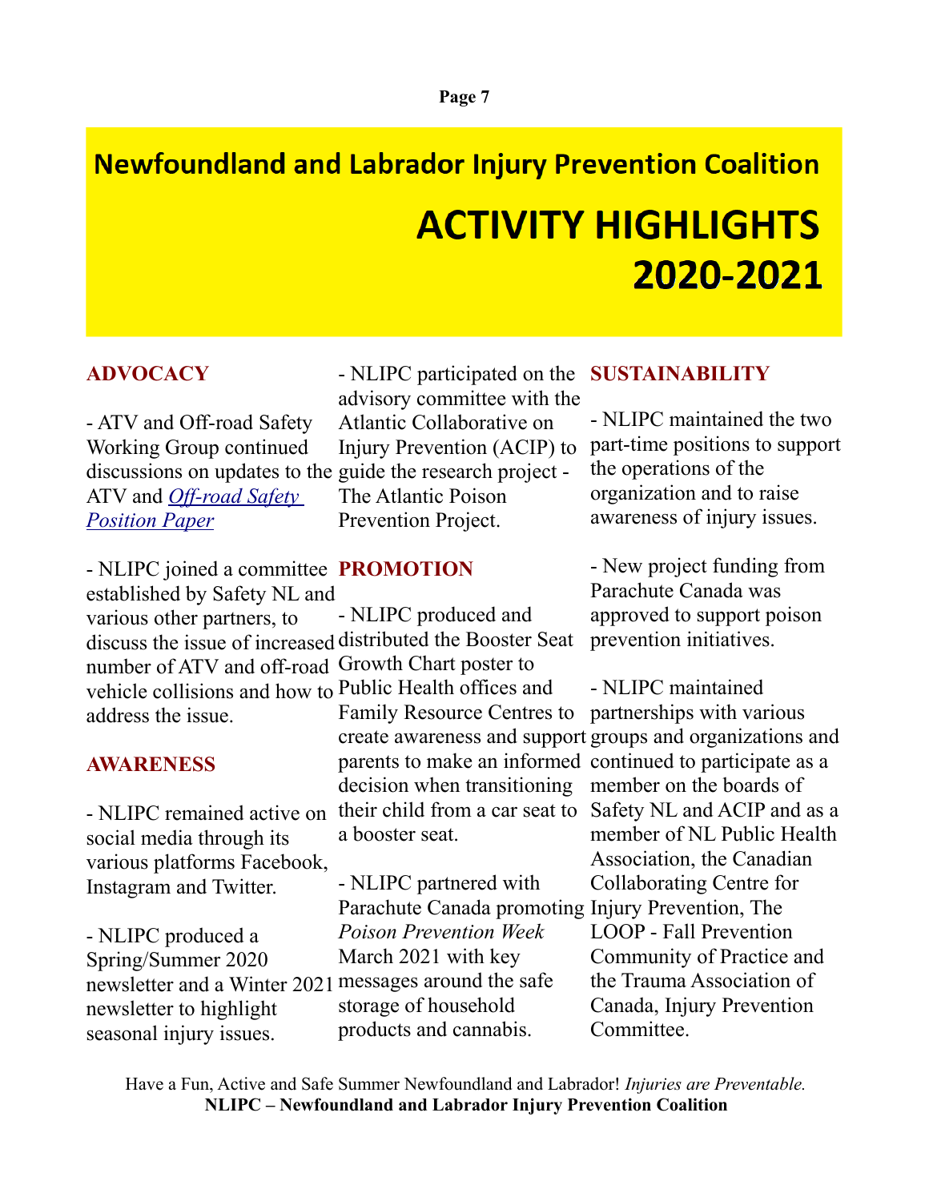# Newfoundland and Labrador Injury Prevention Coalition

# ACTIVITY HIGHLIGHTS 2020-2021

## ADVOCACY

- ATV and Off-road Safety Working Group continued discussions on updates to the ATV and *Off-road Safety Position Paper*

- NLIPC joined a committee established by Safety NL and various other partners, to discuss the issue of increased number of ATV and off-road vehicle collisions and how to address the issue.

## AWARENESS

- NLIPC remained active on social media through its various platforms Facebook, Instagram and Twitter.

- NLIPC produced a Spring/Summer 2020 newsletter and a Winter 2021 newsletter to highlight seasonal injury issues.

- NLIPC participated on the advisory committee with the Atlantic Collaborative on Injury Prevention (ACIP) to guide the research project - The Atlantic Poison Prevention Project.

## PROMOTION

- NLIPC produced and distributed the Booster Seat Growth Chart poster to Public Health offices and Family Resource Centres to create awareness and support parents to make an informed decision when transitioning their child from a car seat to a booster seat.

- NLIPC partnered with Parachute Canada promoting *Poison Prevention Week* March 2021 with key messages around the safe storage of household products and cannabis.

## SUSTAINABILITY

- NLIPC maintained the two part-time positions to support the operations of the organization and to raise awareness of injury issues.

- New project funding from Parachute Canada was approved to support poison prevention initiatives.

- NLIPC maintained partnerships with various groups and organizations and continued to participate as a member on the boards of Safety NL and ACIP and as a member of NL Public Health Association, the Canadian Collaborating Centre for Injury Prevention, The LOOP - Fall Prevention Community of Practice and the Trauma Association of Canada, Injury Prevention Committee.

Have a Fun, Active and Safe Summer Newfoundland and Labrador! *Injuries are Preventable.*
**NLIPC – Newfoundland and Labrador Injury Prevention Coalition**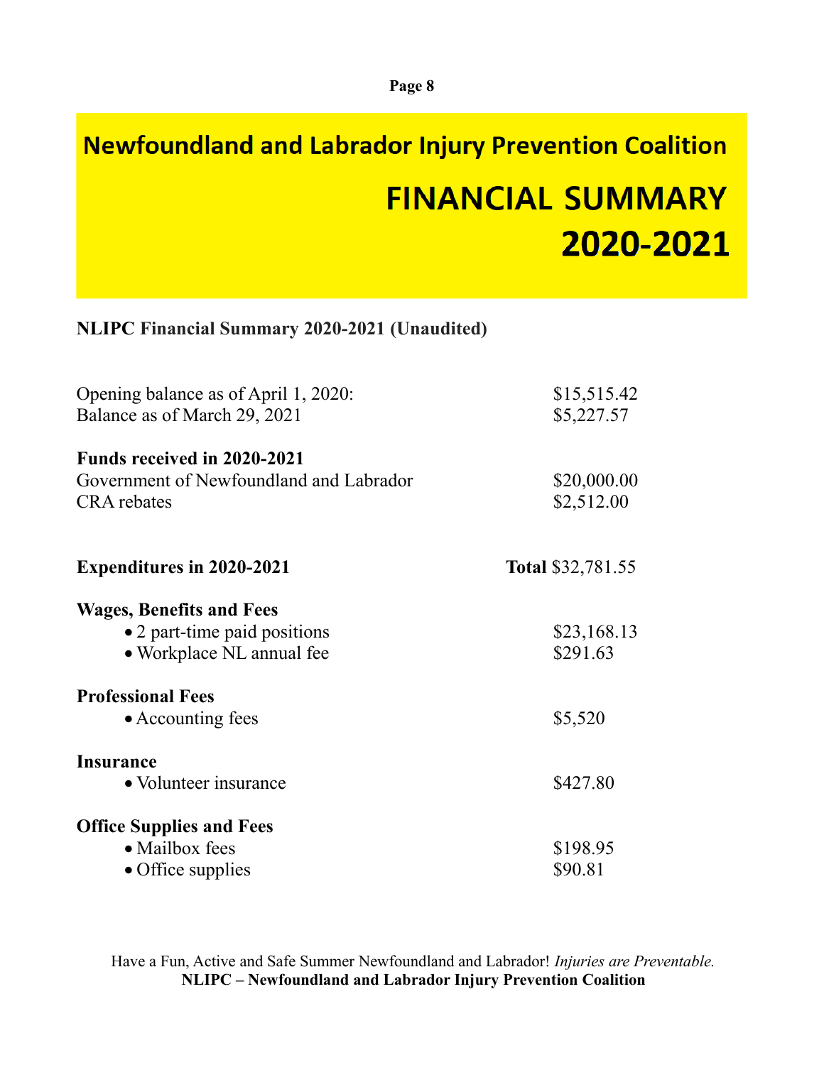# Newfoundland and Labrador Injury Prevention Coalition

## FINANCIAL SUMMARY 2020-2021

**NLIPC Financial Summary 2020-2021 (Unaudited)**

| | |
|---|---|
| Opening balance as of April 1, 2020: | $15,515.42 |
| Balance as of March 29, 2021 | $5,227.57 |

**Funds received in 2020-2021**

| | |
|---|---|
| Government of Newfoundland and Labrador | $20,000.00 |
| CRA rebates | $2,512.00 |

**Expenditures in 2020-2021** — **Total** $32,781.55

**Wages, Benefits and Fees**

- 2 part-time paid positions — $23,168.13
- Workplace NL annual fee — $291.63

**Professional Fees**

- Accounting fees — $5,520

**Insurance**

- Volunteer insurance — $427.80

**Office Supplies and Fees**

- Mailbox fees — $198.95
- Office supplies — $90.81

Have a Fun, Active and Safe Summer Newfoundland and Labrador! *Injuries are Preventable.*

**NLIPC – Newfoundland and Labrador Injury Prevention Coalition**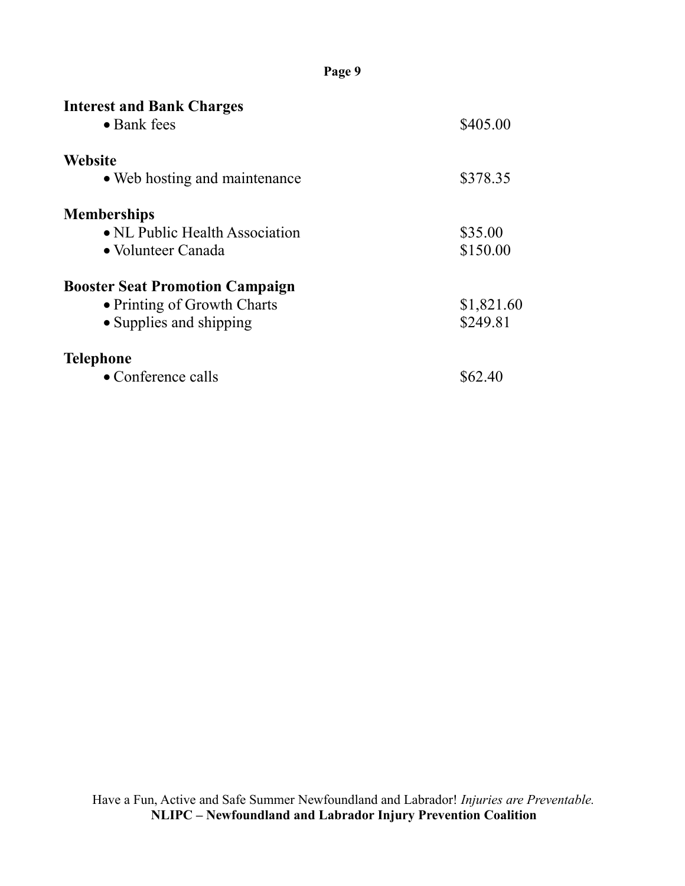**Interest and Bank Charges**

- Bank fees — $405.00

**Website**

- Web hosting and maintenance — $378.35

**Memberships**

- NL Public Health Association — $35.00
- Volunteer Canada — $150.00

**Booster Seat Promotion Campaign**

- Printing of Growth Charts — $1,821.60
- Supplies and shipping — $249.81

**Telephone**

- Conference calls — $62.40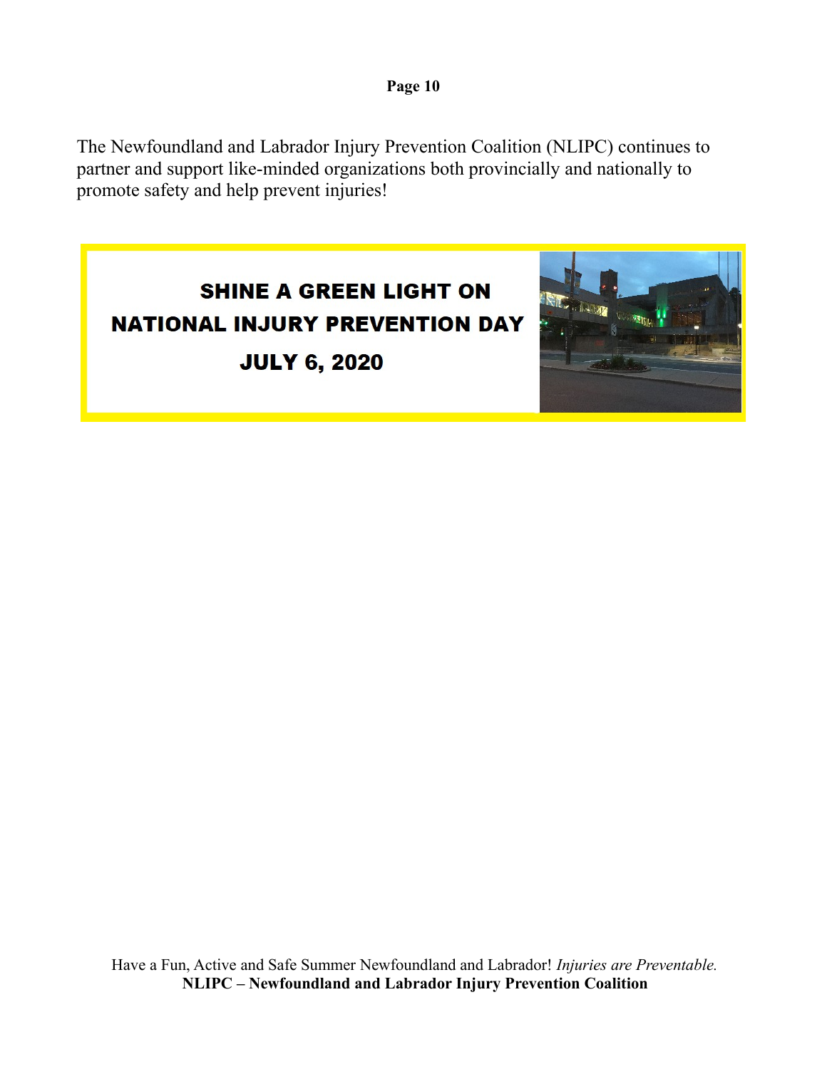The Newfoundland and Labrador Injury Prevention Coalition (NLIPC) continues to partner and support like-minded organizations both provincially and nationally to promote safety and help prevent injuries!

**SHINE A GREEN LIGHT ON**
**NATIONAL INJURY PREVENTION DAY**
**JULY 6, 2020**

Have a Fun, Active and Safe Summer Newfoundland and Labrador! *Injuries are Preventable.*
**NLIPC – Newfoundland and Labrador Injury Prevention Coalition**